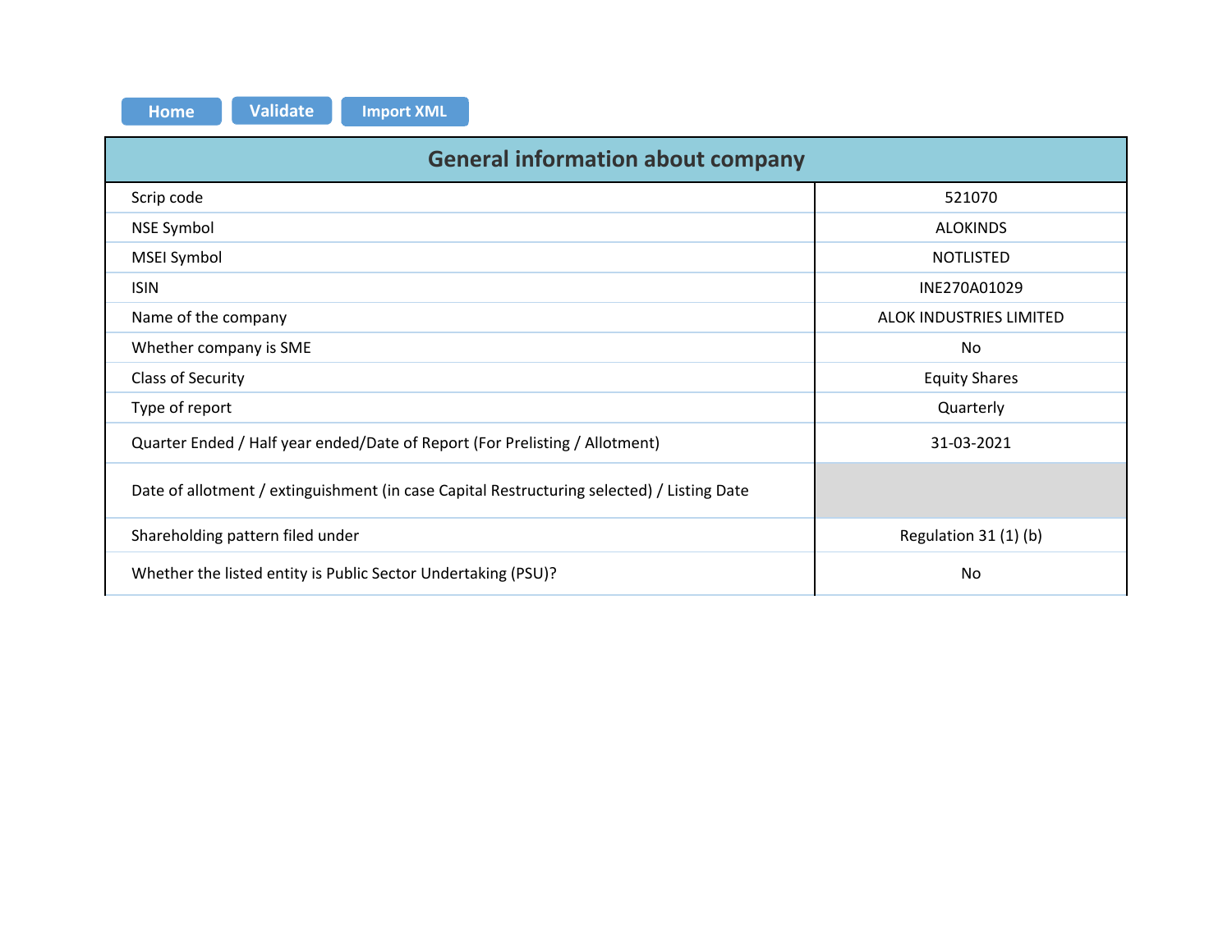Home | Validate | Import XML

| General information about company | |
|---|---|
| Scrip code | 521070 |
| NSE Symbol | ALOKINDS |
| MSEI Symbol | NOTLISTED |
| ISIN | INE270A01029 |
| Name of the company | ALOK INDUSTRIES LIMITED |
| Whether company is SME | No |
| Class of Security | Equity Shares |
| Type of report | Quarterly |
| Quarter Ended / Half year ended/Date of Report (For Prelisting / Allotment) | 31-03-2021 |
| Date of allotment / extinguishment (in case Capital Restructuring selected) / Listing Date | |
| Shareholding pattern filed under | Regulation 31 (1) (b) |
| Whether the listed entity is Public Sector Undertaking (PSU)? | No |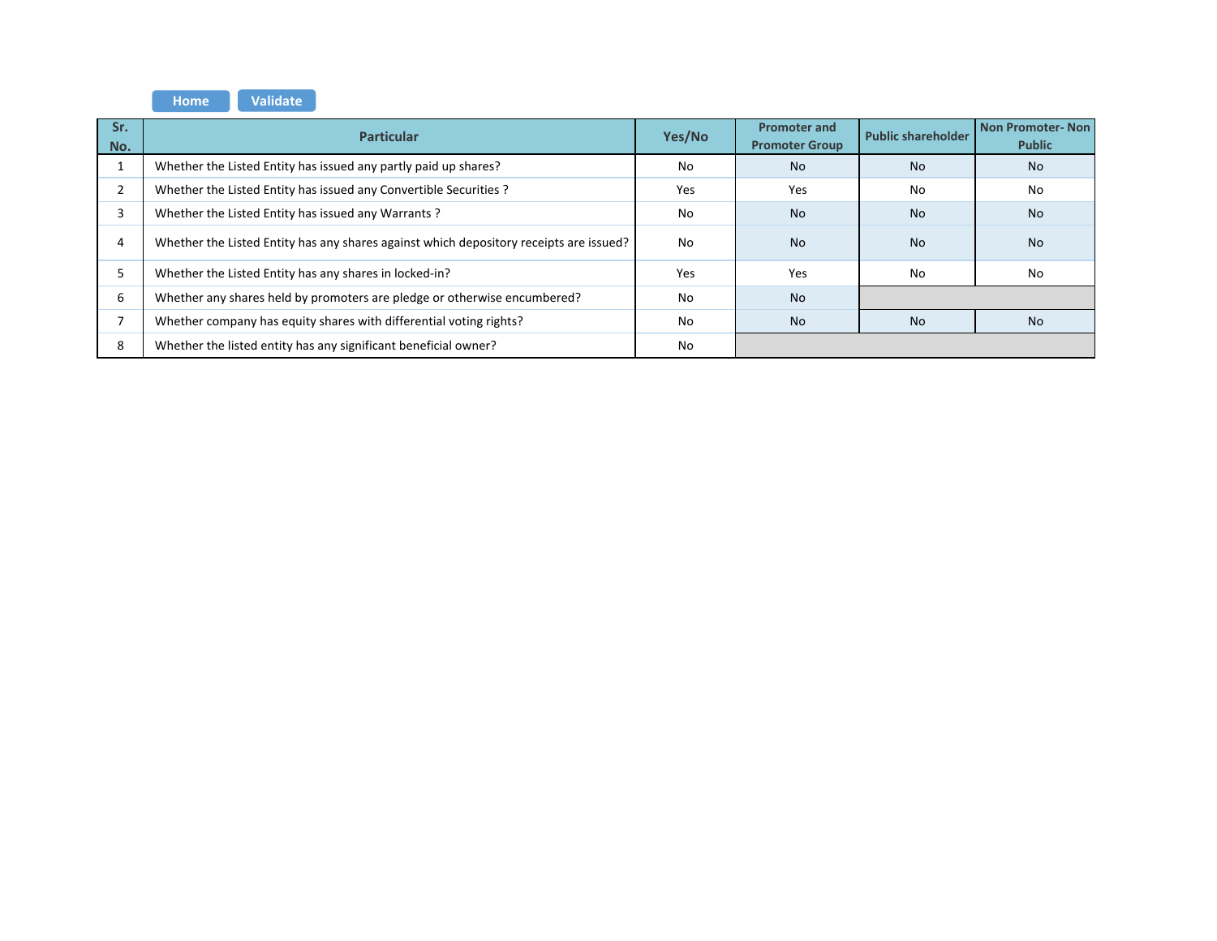| Sr. No. | Particular | Yes/No | Promoter and Promoter Group | Public shareholder | Non Promoter- Non Public |
|---|---|---|---|---|---|
| 1 | Whether the Listed Entity has issued any partly paid up shares? | No | No | No | No |
| 2 | Whether the Listed Entity has issued any Convertible Securities ? | Yes | Yes | No | No |
| 3 | Whether the Listed Entity has issued any Warrants ? | No | No | No | No |
| 4 | Whether the Listed Entity has any shares against which depository receipts are issued? | No | No | No | No |
| 5 | Whether the Listed Entity has any shares in locked-in? | Yes | Yes | No | No |
| 6 | Whether any shares held by promoters are pledge or otherwise encumbered? | No | No | | |
| 7 | Whether company has equity shares with differential voting rights? | No | No | No | No |
| 8 | Whether the listed entity has any significant beneficial owner? | No | | | |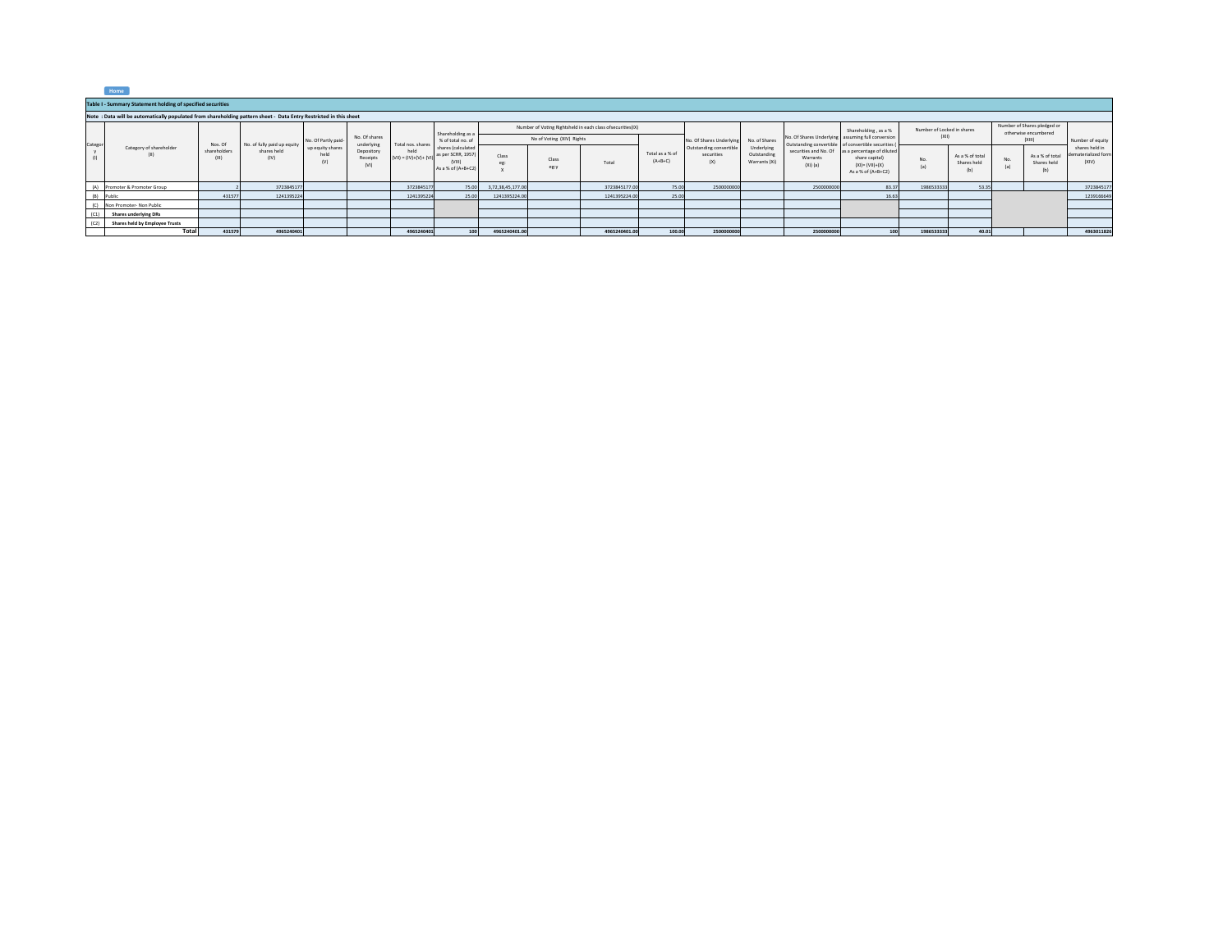Home

**Table I - Summary Statement holding of specified securities**

**Note : Data will be automatically populated from shareholding pattern sheet - Data Entry Restricted in this sheet**

| Category (I) | Category of shareholder (II) | Nos. Of shareholders (III) | No. of fully paid up equity shares held (IV) | No. Of Partly paid-up equity shares held (V) | No. Of shares underlying Depository Receipts (VI) | Total nos. shares held (VII) = (IV)+(V)+ (VI) | Shareholding as a % of total no. of shares (calculated as per SCRR, 1957) (VIII) As a % of (A+B+C2) | Number of Voting Rightsheld in each class ofsecurities(IX) | | | | No. Of Shares Underlying Outstanding convertible securities (X) | No. of Shares Underlying Outstanding Warrants (Xi) | No. Of Shares Underlying Outstanding convertible securities and No. Of Warrants (Xi) (a) | Shareholding , as a % assuming full conversion of convertible securities ( as a percentage of diluted share capital) (XI)= (VII)+(X) As a % of (A+B+C2) | Number of Locked in shares (XII) | | Number of Shares pledged or otherwise encumbered (XIII) | | Number of equity shares held in dematerialized form (XIV) |
|---|---|---|---|---|---|---|---|---|---|---|---|---|---|---|---|---|---|---|---|---|
| | | | | | | | | No of Voting (XIV) Rights | | | Total as a % of (A+B+C) | | | | | No. (a) | As a % of total Shares held (b) | No. (a) | As a % of total Shares held (b) | |
| | | | | | | | | Class eg: X | Class eg:y | Total | | | | | | | | | | |
| (A) | Promoter & Promoter Group | 2 | 3723845177 | | | 3723845177 | 75.00 | 3,72,38,45,177.00 | | 3723845177.00 | 75.00 | 2500000000 | | 2500000000 | 83.37 | 1986533333 | 53.35 | | | 3723845177 |
| (B) | Public | 431577 | 1241395224 | | | 1241395224 | 25.00 | 1241395224.00 | | 1241395224.00 | 25.00 | | | | 16.63 | | | | | 1239166649 |
| (C) | Non Promoter- Non Public | | | | | | | | | | | | | | | | | | | |
| (C1) | **Shares underlying DRs** | | | | | | | | | | | | | | | | | | | |
| (C2) | **Shares held by Employee Trusts** | | | | | | | | | | | | | | | | | | | |
| | **Total** | **431579** | **4965240401** | | | **4965240401** | **100** | **4965240401.00** | | **4965240401.00** | **100.00** | **2500000000** | | **2500000000** | **100** | **1986533333** | **40.01** | | | **4963011826** |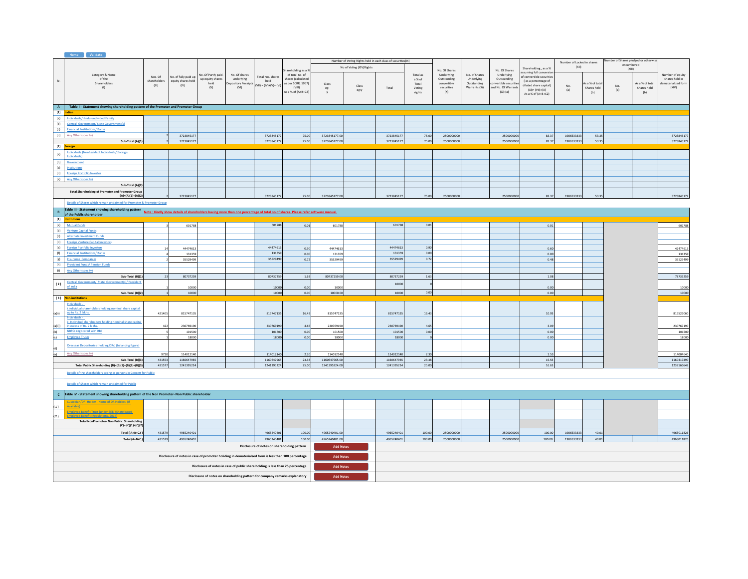| Sr. | Category & Name of the Shareholders (I) | Nos. Of shareholders (III) | No. of fully paid up equity shares held (IV) | No. Of Partly paid-up equity shares held (V) | No. Of shares underlying Depository Receipts (VI) | Total nos. shares held (VII) = (IV)+(V)+ (VI) | Shareholding as a % of total no. of shares (calculated as per SCRR, 1957) (VIII) As a % of (A+B+C2) | Number of Voting Rights held in each class of securities(IX) | | | | No. Of Shares Underlying Outstanding convertible securities (X) | No. of Shares Underlying Outstanding Warrants (Xi) | No. Of Shares Underlying Outstanding convertible securities and No. Of Warrants (Xi) (a) | Shareholding , as a % assuming full conversion of convertible securities ( as a percentage of diluted share capital) (XI)= (VII)+(X) As a % of (A+B+C2) | Number of Locked in shares (XII) | | Number of Shares pledged or otherwise encumbered (XIII) | | Number of equity shares held in dematerialized form (XIV) |
|---|---|---|---|---|---|---|---|---|---|---|---|---|---|---|---|---|---|---|---|---|
| | | | | | | | | No of Voting (XIV)Rights | | | Total as a % of Total Voting rights | | | | | No. (a) | As a % of total Shares held (b) | No. (a) | As a % of total Shares held (b) | |
| | | | | | | | | Class eg: X | Class eg:y | Total | | | | | | | | | | |
| **A** | **Table II - Statement showing shareholding pattern of the Promoter and Promoter Group** | | | | | | | | | | | | | | | | | | | |
| **(1)** | **Indian** | | | | | | | | | | | | | | | | | | | |
| (a) | Individuals/Hindu undivided Family | | | | | | | | | | | | | | | | | | | |
| (b) | Central Government/ State Government(s) | | | | | | | | | | | | | | | | | | | |
| (c) | Financial Institutions/ Banks | | | | | | | | | | | | | | | | | | | |
| (d) | Any Other (specify) | 2 | 3723845177 | | | 3723845177 | 75.00 | 3723845177.00 | | 3723845177 | 75.00 | 2500000000 | | 2500000000 | 83.37 | 1986533333 | 53.35 | | | 3723845177 |
| | **Sub-Total (A)(1)** | 2 | 3723845177 | | | 3723845177 | 75.00 | 3723845177.00 | | 3723845177 | 75.00 | 2500000000 | | 2500000000 | 83.37 | 1986533333 | 53.35 | | | 3723845177 |
| **(2)** | **Foreign** | | | | | | | | | | | | | | | | | | | |
| (a) | Individuals (NonResident Individuals/ Foreign Individuals) | | | | | | | | | | | | | | | | | | | |
| (b) | Government | | | | | | | | | | | | | | | | | | | |
| (c) | Institutions | | | | | | | | | | | | | | | | | | | |
| (d) | Foreign Portfolio Investor | | | | | | | | | | | | | | | | | | | |
| (e) | Any Other (specify) | | | | | | | | | | | | | | | | | | | |
| | **Sub-Total (A)(2)** | | | | | | | | | | | | | | | | | | | |
| | **Total Shareholding of Promoter and Promoter Group (A)=(A)(1)+(A)(2)** | 2 | 3723845177 | | | 3723845177 | 75.00 | 3723845177.00 | | 3723845177 | 75.00 | 2500000000 | | 2500000000 | 83.37 | 1986533333 | 53.35 | | | 3723845177 |
| | Details of Shares which remain unclaimed for Promoter & Promoter Group | | | | | | | | | | | | | | | | | | | |
| **B** | **Table III - Statement showing shareholding pattern of the Public shareholder** — Note : Kindly show details of shareholders having more than one percentage of total no of shares. Please refer software manual. | | | | | | | | | | | | | | | | | | | |
| **(1)** | **Institutions** | | | | | | | | | | | | | | | | | | | |
| (a) | Mutual Funds | 3 | 601788 | | | 601788 | 0.01 | 601788 | | 601788 | 0.01 | | | | 0.01 | | | | | 601788 |
| (b) | Venture Capital Funds | | | | | | | | | | | | | | | | | | | |
| (c) | Alternate Investment Funds | | | | | | | | | | | | | | | | | | | |
| (d) | Foreign Venture Capital Investors | | | | | | | | | | | | | | | | | | | |
| (e) | Foreign Portfolio Investors | 14 | 44474613 | | | 44474613 | 0.90 | 44474613 | | 44474613 | 0.90 | | | | 0.60 | | | | | 42474613 |
| (f) | Financial Institutions/ Banks | 4 | 131359 | | | 131359 | 0.00 | 131359 | | 131359 | 0.00 | | | | 0.00 | | | | | 131359 |
| (g) | Insurance Companies | 2 | 35529499 | | | 35529499 | 0.72 | 35529499 | | 35529499 | 0.72 | | | | 0.48 | | | | | 35529499 |
| (h) | Provident Funds/ Pension Funds | | | | | | | | | | | | | | | | | | | |
| (i) | Any Other (specify) | | | | | | | | | | | | | | | | | | | |
| | **Sub-Total (B)(1)** | 23 | 80737259 | | | 80737259 | 1.63 | 80737259.00 | | 80737259 | 1.63 | | | | 1.08 | | | | | 78737259 |
| **(2)** | Central Government/ State Government(s)/ President of India | 1 | 10000 | | | 10000 | 0.00 | 10000 | | 10000 | 0 | | | | 0.00 | | | | | 10000 |
| | **Sub-Total (B)(2)** | 1 | 10000 | | | 10000 | 0.00 | 10000.00 | | 10000 | 0.00 | | | | 0.00 | | | | | 10000 |
| **(3)** | **Non-institutions** | | | | | | | | | | | | | | | | | | | |
| (a(i)) | Individuals - i.Individual shareholders holding nominal share capital up to Rs. 2 lakhs. | 421405 | 815747135 | | | 815747135 | 16.43 | 815747135 | | 815747135 | 16.43 | | | | 10.93 | | | | | 815526060 |
| (a(ii)) | Individuals - ii. Individual shareholders holding nominal share capital in excess of Rs. 2 lakhs. | 422 | 230769190 | | | 230769190 | 4.65 | 230769190 | | 230769190 | 4.65 | | | | 3.09 | | | | | 230769190 |
| (b) | NBFCs registered with RBI | 5 | 101500 | | | 101500 | 0.00 | 101500 | | 101500 | 0.00 | | | | 0.00 | | | | | 101500 |
| (c) | Employee Trusts | 1 | 18000 | | | 18000 | 0.00 | 18000 | | 18000 | 0 | | | | 0.00 | | | | | 18000 |
| (d) | Overseas Depositories (holding DRs) (balancing figure) | | | | | | | | | | | | | | | | | | | |
| (e) | Any Other (specify) | 9720 | 114012140 | | | 114012140 | 2.30 | 114012140 | | 114012140 | 2.30 | | | | 1.53 | | | | | 114004640 |
| | **Sub-Total (B)(3)** | 431553 | 1160647965 | | | 1160647965 | 23.38 | 1160647965.00 | | 1160647965 | 23.38 | | | | 15.55 | | | | | 1160419390 |
| | **Total Public Shareholding (B)=(B)(1)+(B)(2)+(B)(3)** | 431577 | 1241395224 | | | 1241395224 | 25.00 | 1241395224.00 | | 1241395224 | 25.00 | | | | 16.63 | | | | | 1239166649 |
| | Details of the shareholders acting as persons in Concert for Public | | | | | | | | | | | | | | | | | | | |
| | Details of Shares which remain unclaimed for Public | | | | | | | | | | | | | | | | | | | |
| **C** | **Table IV - Statement showing shareholding pattern of the Non Promoter- Non Public shareholder** | | | | | | | | | | | | | | | | | | | |
| (1) | Custodian/DR Holder - Name of DR Holders (If Available) | | | | | | | | | | | | | | | | | | | |
| (2) | Employee Benefit Trust (under SEBI (Share based Employee Benefit) Regulations, 2014) | | | | | | | | | | | | | | | | | | | |
| | **Total NonPromoter- Non Public Shareholding (C)= (C)(1)+(C)(2)** | | | | | | | | | | | | | | | | | | | |
| | **Total ( A+B+C2 )** | 431579 | 4965240401 | | | 4965240401 | 100.00 | 4965240401.00 | | 4965240401 | 100.00 | 2500000000 | | 2500000000 | 100.00 | 1986533333 | 40.01 | | | 4963011826 |
| | **Total (A+B+C )** | 431579 | 4965240401 | | | 4965240401 | 100.00 | 4965240401.00 | | 4965240401 | 100.00 | 2500000000 | | 2500000000 | 100.00 | 1986533333 | 40.01 | | | 4963011826 |

| Disclosure | |
|---|---|
| Disclosure of notes on shareholding pattern | Add Notes |
| Disclosure of notes in case of promoter holiding in dematerialsed form is less than 100 percentage | Add Notes |
| Disclosure of notes in case of public share holding is less than 25 percentage | Add Notes |
| Disclosure of notes on shareholding pattern for company remarks explanatory | Add Notes |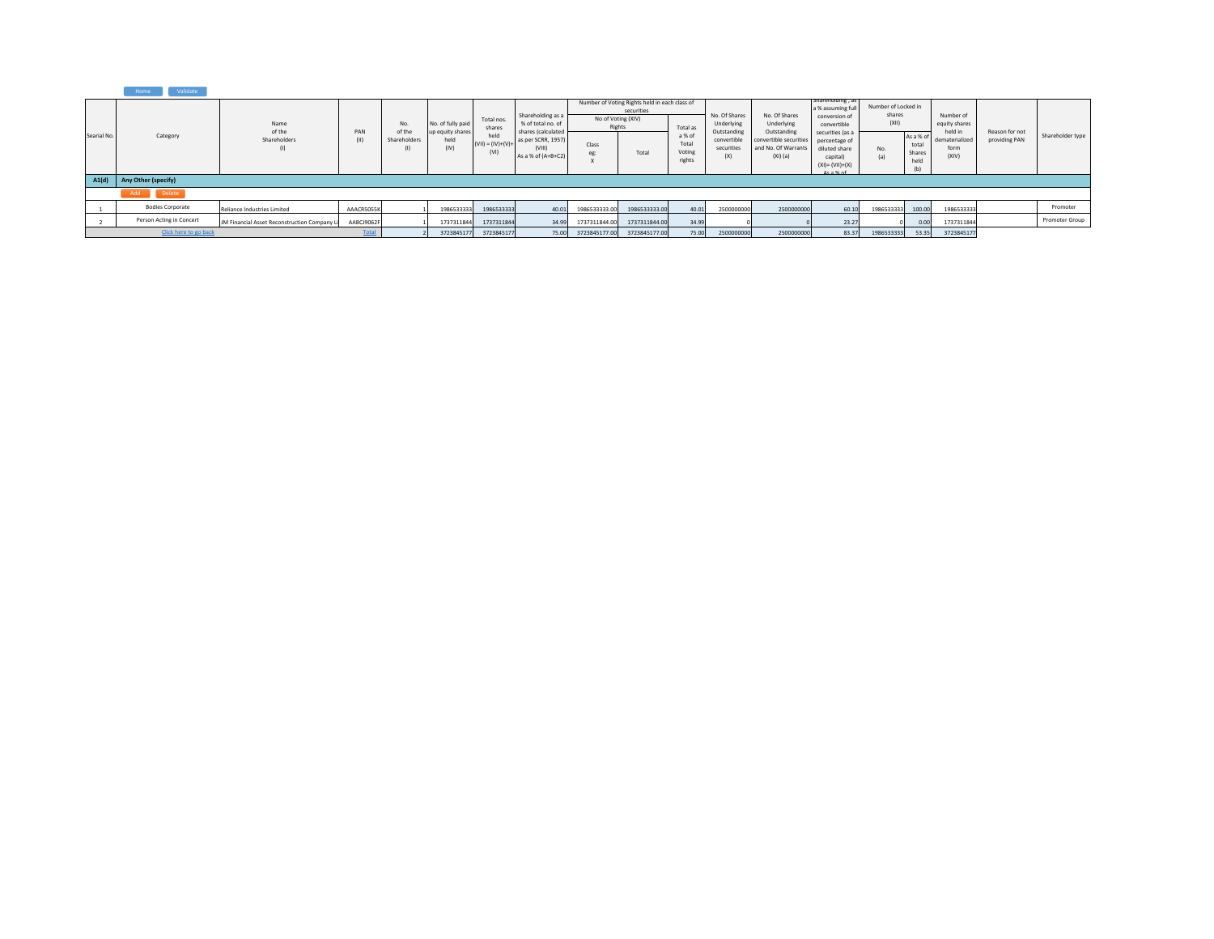| Searial No. | Category | Name of the Shareholders (I) | PAN (II) | No. of the Shareholders (I) | No. of fully paid up equity shares held (IV) | Total nos. shares held (VII) = (IV)+(V)+ (VI) | Shareholding as a % of total no. of shares (calculated as per SCRR, 1957) (VIII) As a % of (A+B+C2) | Number of Voting Rights held in each class of securities | | | No. Of Shares Underlying Outstanding convertible securities (X) | No. Of Shares Underlying Outstanding convertible securities and No. Of Warrants (Xi) (a) | Shareholding , as a % assuming full conversion of convertible securities (as a percentage of diluted share capital) (XI)= (VII)+(X) As a % of | Number of Locked in shares (XII) | | Number of equity shares held in dematerialized form (XIV) | Reason for not providing PAN | Shareholder type |
|---|---|---|---|---|---|---|---|---|---|---|---|---|---|---|---|---|---|---|
| | | | | | | | | No of Voting (XIV) Rights | | Total as a % of Total Voting rights | | | | No. (a) | As a % of total Shares held (b) | | | |
| | | | | | | | | Class eg: X | Total | | | | | | | | | |
| **A1(d)** | **Any Other (specify)** | | | | | | | | | | | | | | | | | |
| 1 | Bodies Corporate | Reliance Industries Limited | AAACR5055K | 1 | 1986533333 | 1986533333 | 40.01 | 1986533333.00 | 1986533333.00 | 40.01 | 2500000000 | 2500000000 | 60.10 | 1986533333 | 100.00 | 1986533333 | | Promoter |
| 2 | Person Acting in Concert | JM Financial Asset Reconstruction Company Li | AABCJ9062F | 1 | 1737311844 | 1737311844 | 34.99 | 1737311844.00 | 1737311844.00 | 34.99 | 0 | 0 | 23.27 | 0 | 0.00 | 1737311844 | | Promoter Group |
| | Click here to go back | | Total | 2 | 3723845177 | 3723845177 | 75.00 | 3723845177.00 | 3723845177.00 | 75.00 | 2500000000 | 2500000000 | 83.37 | 1986533333 | 53.35 | 3723845177 | | |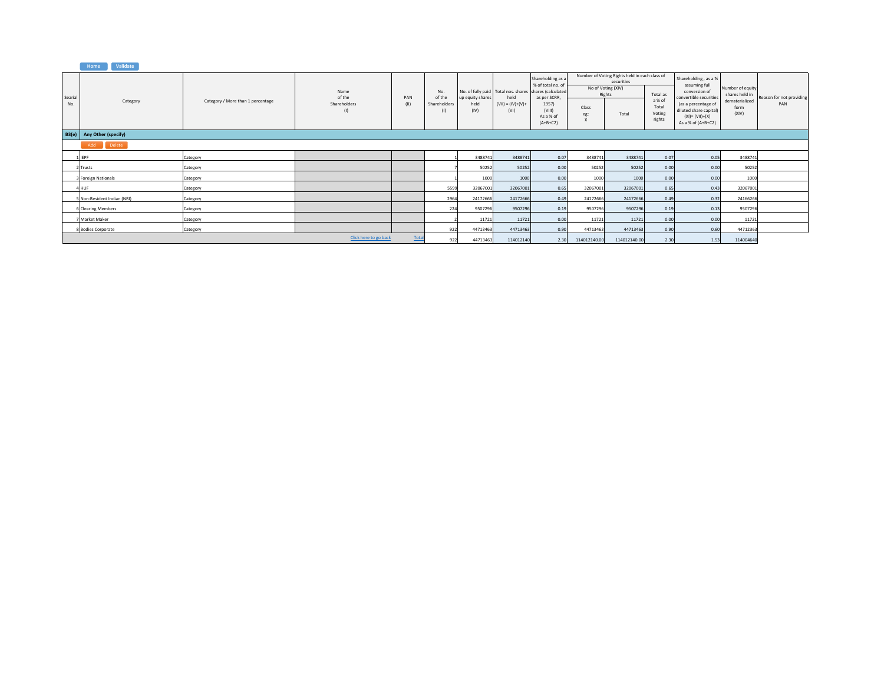Home Validate

| Searial No. | Category | Category / More than 1 percentage | Name of the Shareholders (I) | PAN (II) | No. of the Shareholders (I) | No. of fully paid up equity shares held (IV) | Total nos. shares held (VII) = (IV)+(V)+ (VI) | Shareholding as a % of total no. of shares (calculated as per SCRR, 1957) (VIII) As a % of (A+B+C2) | Number of Voting Rights held in each class of securities | | | Shareholding , as a % assuming full conversion of convertible securities (as a percentage of diluted share capital) (XI)= (VII)+(X) As a % of (A+B+C2) | Number of equity shares held in dematerialized form (XIV) | Reason for not providing PAN |
|---|---|---|---|---|---|---|---|---|---|---|---|---|---|---|
| | | | | | | | | | No of Voting (XIV) Rights | | Total as a % of Total Voting rights | | | |
| | | | | | | | | | Class eg: X | Total | | | | |
| **B3(e)** | **Any Other (specify)** | | | | | | | | | | | | | |
| | Add Delete | | | | | | | | | | | | | |
| 1 | IEPF | Category | | | 1 | 3488741 | 3488741 | 0.07 | 3488741 | 3488741 | 0.07 | 0.05 | 3488741 | |
| 2 | Trusts | Category | | | 7 | 50252 | 50252 | 0.00 | 50252 | 50252 | 0.00 | 0.00 | 50252 | |
| 3 | Foreign Nationals | Category | | | 1 | 1000 | 1000 | 0.00 | 1000 | 1000 | 0.00 | 0.00 | 1000 | |
| 4 | HUF | Category | | | 5599 | 32067001 | 32067001 | 0.65 | 32067001 | 32067001 | 0.65 | 0.43 | 32067001 | |
| 5 | Non-Resident Indian (NRI) | Category | | | 2964 | 24172666 | 24172666 | 0.49 | 24172666 | 24172666 | 0.49 | 0.32 | 24166266 | |
| 6 | Clearing Members | Category | | | 224 | 9507296 | 9507296 | 0.19 | 9507296 | 9507296 | 0.19 | 0.13 | 9507296 | |
| 7 | Market Maker | Category | | | 2 | 11721 | 11721 | 0.00 | 11721 | 11721 | 0.00 | 0.00 | 11721 | |
| 8 | Bodies Corporate | Category | | | 922 | 44713463 | 44713463 | 0.90 | 44713463 | 44713463 | 0.90 | 0.60 | 44712363 | |
| | | | Click here to go back | Total | 922 | 44713463 | 114012140 | 2.30 | 114012140.00 | 114012140.00 | 2.30 | 1.53 | 114004640 | |